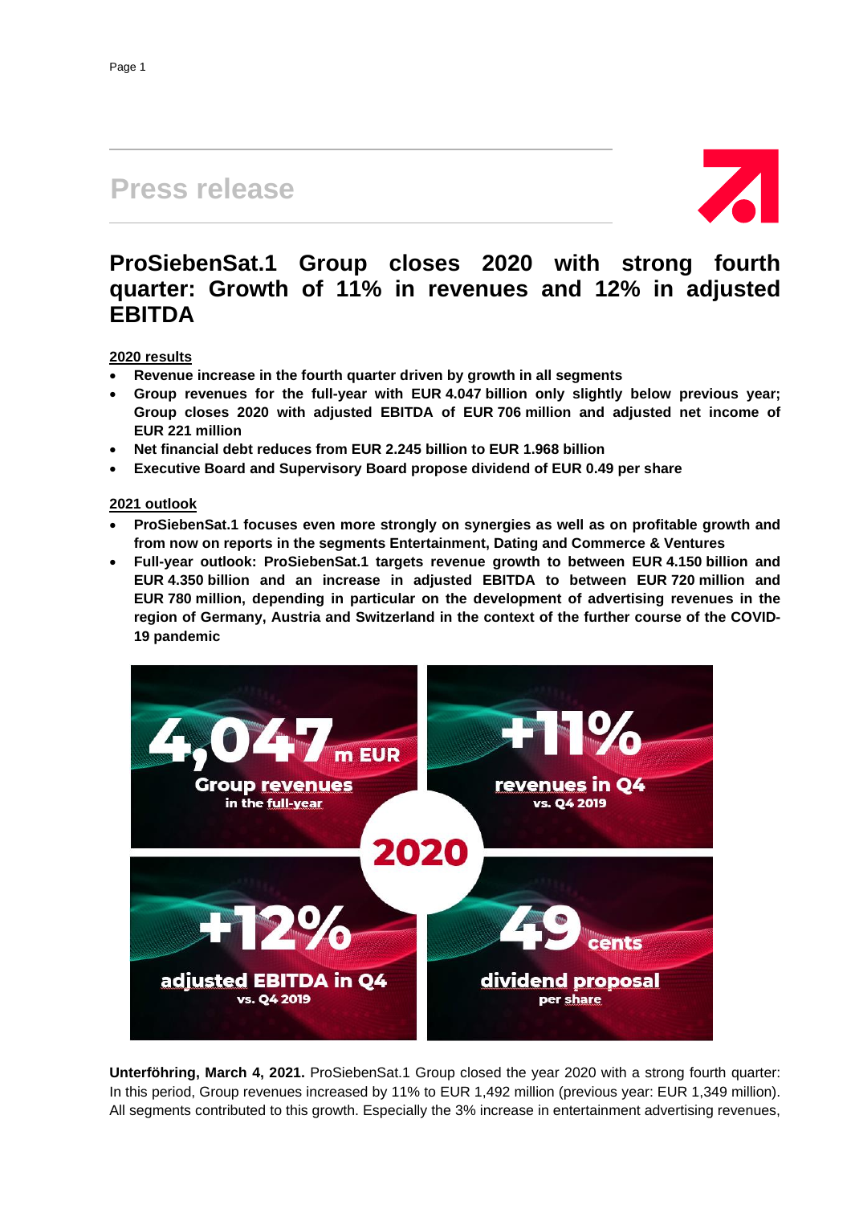# Press release

## ProSiebenSat.1 Group closes 2020 with strong fourth quarter: Growth of 11% in revenues and 12% in adjusted EBITDA

**2020 results**

- **Revenue increase in the fourth quarter driven by growth in all segments**
- **Group revenues for the full-year with EUR 4.047 billion only slightly below previous year; Group closes 2020 with adjusted EBITDA of EUR 706 million and adjusted net income of EUR 221 million**
- **Net financial debt reduces from EUR 2.245 billion to EUR 1.968 billion**
- **Executive Board and Supervisory Board propose dividend of EUR 0.49 per share**

**2021 outlook**

- **ProSiebenSat.1 focuses even more strongly on synergies as well as on profitable growth and from now on reports in the segments Entertainment, Dating and Commerce & Ventures**
- **Full-year outlook: ProSiebenSat.1 targets revenue growth to between EUR 4.150 billion and EUR 4.350 billion and an increase in adjusted EBITDA to between EUR 720 million and EUR 780 million, depending in particular on the development of advertising revenues in the region of Germany, Austria and Switzerland in the context of the further course of the COVID-19 pandemic**

4,047 m EUR
Group revenues in the full-year

+11%
revenues in Q4 vs. Q4 2019

2020

+12%
adjusted EBITDA in Q4 vs. Q4 2019

49 cents
dividend proposal per share

**Unterföhring, March 4, 2021.** ProSiebenSat.1 Group closed the year 2020 with a strong fourth quarter: In this period, Group revenues increased by 11% to EUR 1,492 million (previous year: EUR 1,349 million). All segments contributed to this growth. Especially the 3% increase in entertainment advertising revenues,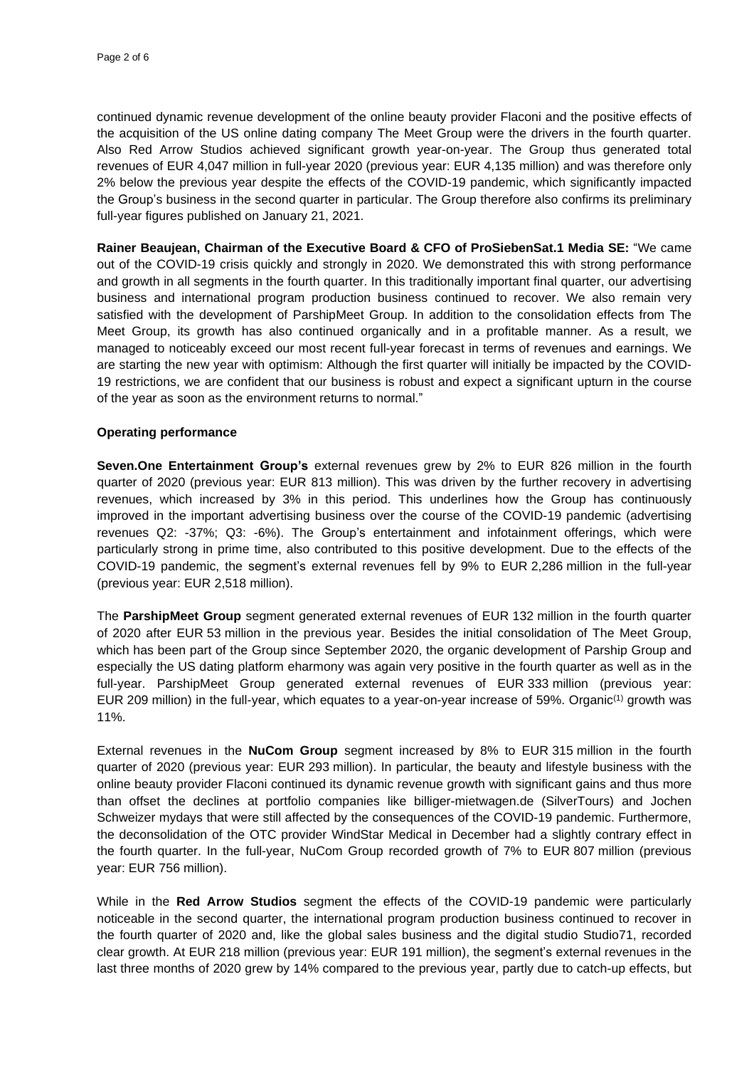continued dynamic revenue development of the online beauty provider Flaconi and the positive effects of the acquisition of the US online dating company The Meet Group were the drivers in the fourth quarter. Also Red Arrow Studios achieved significant growth year-on-year. The Group thus generated total revenues of EUR 4,047 million in full-year 2020 (previous year: EUR 4,135 million) and was therefore only 2% below the previous year despite the effects of the COVID-19 pandemic, which significantly impacted the Group's business in the second quarter in particular. The Group therefore also confirms its preliminary full-year figures published on January 21, 2021.

**Rainer Beaujean, Chairman of the Executive Board & CFO of ProSiebenSat.1 Media SE:** "We came out of the COVID-19 crisis quickly and strongly in 2020. We demonstrated this with strong performance and growth in all segments in the fourth quarter. In this traditionally important final quarter, our advertising business and international program production business continued to recover. We also remain very satisfied with the development of ParshipMeet Group. In addition to the consolidation effects from The Meet Group, its growth has also continued organically and in a profitable manner. As a result, we managed to noticeably exceed our most recent full-year forecast in terms of revenues and earnings. We are starting the new year with optimism: Although the first quarter will initially be impacted by the COVID-19 restrictions, we are confident that our business is robust and expect a significant upturn in the course of the year as soon as the environment returns to normal."

**Operating performance**

**Seven.One Entertainment Group's** external revenues grew by 2% to EUR 826 million in the fourth quarter of 2020 (previous year: EUR 813 million). This was driven by the further recovery in advertising revenues, which increased by 3% in this period. This underlines how the Group has continuously improved in the important advertising business over the course of the COVID-19 pandemic (advertising revenues Q2: -37%; Q3: -6%). The Group's entertainment and infotainment offerings, which were particularly strong in prime time, also contributed to this positive development. Due to the effects of the COVID-19 pandemic, the segment's external revenues fell by 9% to EUR 2,286 million in the full-year (previous year: EUR 2,518 million).

The **ParshipMeet Group** segment generated external revenues of EUR 132 million in the fourth quarter of 2020 after EUR 53 million in the previous year. Besides the initial consolidation of The Meet Group, which has been part of the Group since September 2020, the organic development of Parship Group and especially the US dating platform eharmony was again very positive in the fourth quarter as well as in the full-year. ParshipMeet Group generated external revenues of EUR 333 million (previous year: EUR 209 million) in the full-year, which equates to a year-on-year increase of 59%. Organic[1] growth was 11%.

External revenues in the **NuCom Group** segment increased by 8% to EUR 315 million in the fourth quarter of 2020 (previous year: EUR 293 million). In particular, the beauty and lifestyle business with the online beauty provider Flaconi continued its dynamic revenue growth with significant gains and thus more than offset the declines at portfolio companies like billiger-mietwagen.de (SilverTours) and Jochen Schweizer mydays that were still affected by the consequences of the COVID-19 pandemic. Furthermore, the deconsolidation of the OTC provider WindStar Medical in December had a slightly contrary effect in the fourth quarter. In the full-year, NuCom Group recorded growth of 7% to EUR 807 million (previous year: EUR 756 million).

While in the **Red Arrow Studios** segment the effects of the COVID-19 pandemic were particularly noticeable in the second quarter, the international program production business continued to recover in the fourth quarter of 2020 and, like the global sales business and the digital studio Studio71, recorded clear growth. At EUR 218 million (previous year: EUR 191 million), the segment's external revenues in the last three months of 2020 grew by 14% compared to the previous year, partly due to catch-up effects, but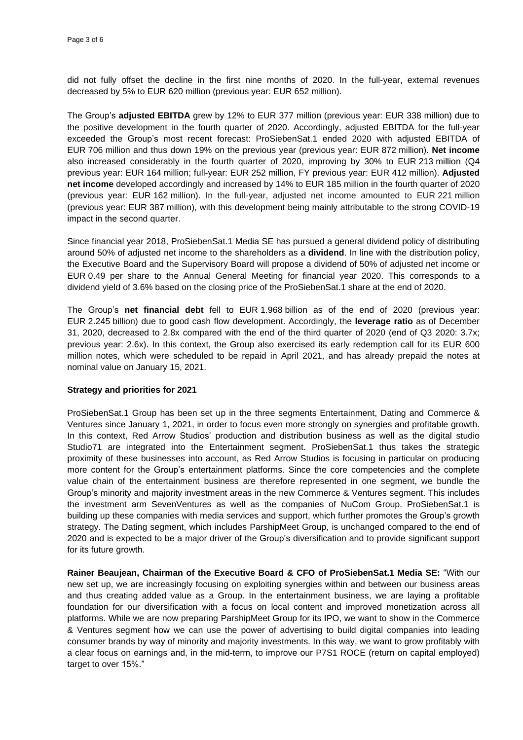did not fully offset the decline in the first nine months of 2020. In the full-year, external revenues decreased by 5% to EUR 620 million (previous year: EUR 652 million).

The Group's **adjusted EBITDA** grew by 12% to EUR 377 million (previous year: EUR 338 million) due to the positive development in the fourth quarter of 2020. Accordingly, adjusted EBITDA for the full-year exceeded the Group's most recent forecast: ProSiebenSat.1 ended 2020 with adjusted EBITDA of EUR 706 million and thus down 19% on the previous year (previous year: EUR 872 million). **Net income** also increased considerably in the fourth quarter of 2020, improving by 30% to EUR 213 million (Q4 previous year: EUR 164 million; full-year: EUR 252 million, FY previous year: EUR 412 million). **Adjusted net income** developed accordingly and increased by 14% to EUR 185 million in the fourth quarter of 2020 (previous year: EUR 162 million). In the full-year, adjusted net income amounted to EUR 221 million (previous year: EUR 387 million), with this development being mainly attributable to the strong COVID-19 impact in the second quarter.

Since financial year 2018, ProSiebenSat.1 Media SE has pursued a general dividend policy of distributing around 50% of adjusted net income to the shareholders as a **dividend**. In line with the distribution policy, the Executive Board and the Supervisory Board will propose a dividend of 50% of adjusted net income or EUR 0.49 per share to the Annual General Meeting for financial year 2020. This corresponds to a dividend yield of 3.6% based on the closing price of the ProSiebenSat.1 share at the end of 2020.

The Group's **net financial debt** fell to EUR 1.968 billion as of the end of 2020 (previous year: EUR 2.245 billion) due to good cash flow development. Accordingly, the **leverage ratio** as of December 31, 2020, decreased to 2.8x compared with the end of the third quarter of 2020 (end of Q3 2020: 3.7x; previous year: 2.6x). In this context, the Group also exercised its early redemption call for its EUR 600 million notes, which were scheduled to be repaid in April 2021, and has already prepaid the notes at nominal value on January 15, 2021.

**Strategy and priorities for 2021**

ProSiebenSat.1 Group has been set up in the three segments Entertainment, Dating and Commerce & Ventures since January 1, 2021, in order to focus even more strongly on synergies and profitable growth. In this context, Red Arrow Studios' production and distribution business as well as the digital studio Studio71 are integrated into the Entertainment segment. ProSiebenSat.1 thus takes the strategic proximity of these businesses into account, as Red Arrow Studios is focusing in particular on producing more content for the Group's entertainment platforms. Since the core competencies and the complete value chain of the entertainment business are therefore represented in one segment, we bundle the Group's minority and majority investment areas in the new Commerce & Ventures segment. This includes the investment arm SevenVentures as well as the companies of NuCom Group. ProSiebenSat.1 is building up these companies with media services and support, which further promotes the Group's growth strategy. The Dating segment, which includes ParshipMeet Group, is unchanged compared to the end of 2020 and is expected to be a major driver of the Group's diversification and to provide significant support for its future growth.

**Rainer Beaujean, Chairman of the Executive Board & CFO of ProSiebenSat.1 Media SE:** "With our new set up, we are increasingly focusing on exploiting synergies within and between our business areas and thus creating added value as a Group. In the entertainment business, we are laying a profitable foundation for our diversification with a focus on local content and improved monetization across all platforms. While we are now preparing ParshipMeet Group for its IPO, we want to show in the Commerce & Ventures segment how we can use the power of advertising to build digital companies into leading consumer brands by way of minority and majority investments. In this way, we want to grow profitably with a clear focus on earnings and, in the mid-term, to improve our P7S1 ROCE (return on capital employed) target to over 15%."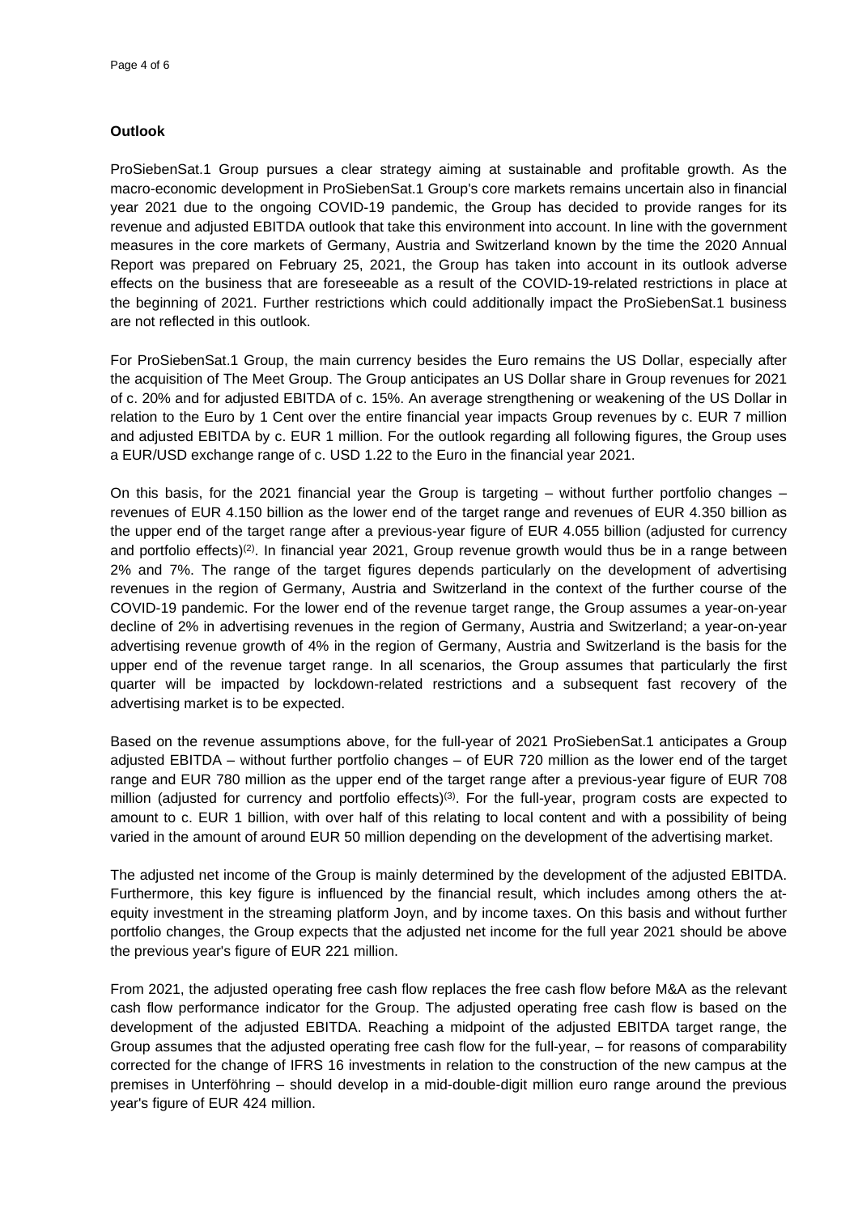**Outlook**

ProSiebenSat.1 Group pursues a clear strategy aiming at sustainable and profitable growth. As the macro-economic development in ProSiebenSat.1 Group's core markets remains uncertain also in financial year 2021 due to the ongoing COVID-19 pandemic, the Group has decided to provide ranges for its revenue and adjusted EBITDA outlook that take this environment into account. In line with the government measures in the core markets of Germany, Austria and Switzerland known by the time the 2020 Annual Report was prepared on February 25, 2021, the Group has taken into account in its outlook adverse effects on the business that are foreseeable as a result of the COVID-19-related restrictions in place at the beginning of 2021. Further restrictions which could additionally impact the ProSiebenSat.1 business are not reflected in this outlook.

For ProSiebenSat.1 Group, the main currency besides the Euro remains the US Dollar, especially after the acquisition of The Meet Group. The Group anticipates an US Dollar share in Group revenues for 2021 of c. 20% and for adjusted EBITDA of c. 15%. An average strengthening or weakening of the US Dollar in relation to the Euro by 1 Cent over the entire financial year impacts Group revenues by c. EUR 7 million and adjusted EBITDA by c. EUR 1 million. For the outlook regarding all following figures, the Group uses a EUR/USD exchange range of c. USD 1.22 to the Euro in the financial year 2021.

On this basis, for the 2021 financial year the Group is targeting – without further portfolio changes – revenues of EUR 4.150 billion as the lower end of the target range and revenues of EUR 4.350 billion as the upper end of the target range after a previous-year figure of EUR 4.055 billion (adjusted for currency and portfolio effects)[(2)]. In financial year 2021, Group revenue growth would thus be in a range between 2% and 7%. The range of the target figures depends particularly on the development of advertising revenues in the region of Germany, Austria and Switzerland in the context of the further course of the COVID-19 pandemic. For the lower end of the revenue target range, the Group assumes a year-on-year decline of 2% in advertising revenues in the region of Germany, Austria and Switzerland; a year-on-year advertising revenue growth of 4% in the region of Germany, Austria and Switzerland is the basis for the upper end of the revenue target range. In all scenarios, the Group assumes that particularly the first quarter will be impacted by lockdown-related restrictions and a subsequent fast recovery of the advertising market is to be expected.

Based on the revenue assumptions above, for the full-year of 2021 ProSiebenSat.1 anticipates a Group adjusted EBITDA – without further portfolio changes – of EUR 720 million as the lower end of the target range and EUR 780 million as the upper end of the target range after a previous-year figure of EUR 708 million (adjusted for currency and portfolio effects)[(3)]. For the full-year, program costs are expected to amount to c. EUR 1 billion, with over half of this relating to local content and with a possibility of being varied in the amount of around EUR 50 million depending on the development of the advertising market.

The adjusted net income of the Group is mainly determined by the development of the adjusted EBITDA. Furthermore, this key figure is influenced by the financial result, which includes among others the at-equity investment in the streaming platform Joyn, and by income taxes. On this basis and without further portfolio changes, the Group expects that the adjusted net income for the full year 2021 should be above the previous year's figure of EUR 221 million.

From 2021, the adjusted operating free cash flow replaces the free cash flow before M&A as the relevant cash flow performance indicator for the Group. The adjusted operating free cash flow is based on the development of the adjusted EBITDA. Reaching a midpoint of the adjusted EBITDA target range, the Group assumes that the adjusted operating free cash flow for the full-year, – for reasons of comparability corrected for the change of IFRS 16 investments in relation to the construction of the new campus at the premises in Unterföhring – should develop in a mid-double-digit million euro range around the previous year's figure of EUR 424 million.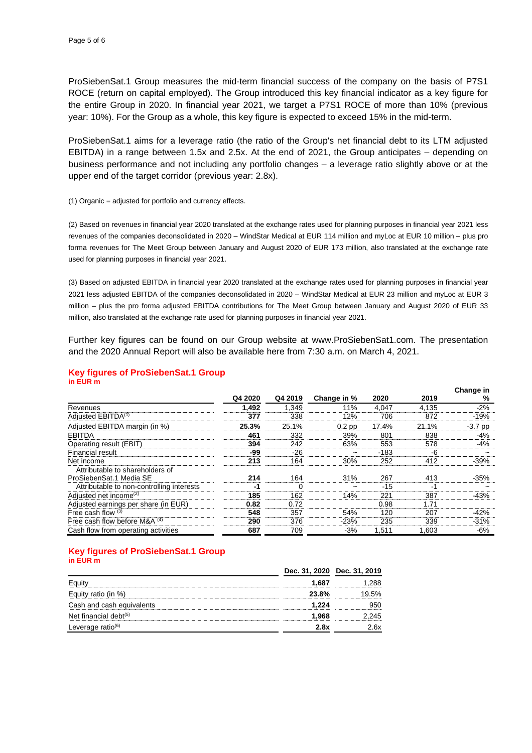ProSiebenSat.1 Group measures the mid-term financial success of the company on the basis of P7S1 ROCE (return on capital employed). The Group introduced this key financial indicator as a key figure for the entire Group in 2020. In financial year 2021, we target a P7S1 ROCE of more than 10% (previous year: 10%). For the Group as a whole, this key figure is expected to exceed 15% in the mid-term.

ProSiebenSat.1 aims for a leverage ratio (the ratio of the Group's net financial debt to its LTM adjusted EBITDA) in a range between 1.5x and 2.5x. At the end of 2021, the Group anticipates – depending on business performance and not including any portfolio changes – a leverage ratio slightly above or at the upper end of the target corridor (previous year: 2.8x).

(1) Organic = adjusted for portfolio and currency effects.

(2) Based on revenues in financial year 2020 translated at the exchange rates used for planning purposes in financial year 2021 less revenues of the companies deconsolidated in 2020 – WindStar Medical at EUR 114 million and myLoc at EUR 10 million – plus pro forma revenues for The Meet Group between January and August 2020 of EUR 173 million, also translated at the exchange rate used for planning purposes in financial year 2021.

(3) Based on adjusted EBITDA in financial year 2020 translated at the exchange rates used for planning purposes in financial year 2021 less adjusted EBITDA of the companies deconsolidated in 2020 – WindStar Medical at EUR 23 million and myLoc at EUR 3 million – plus the pro forma adjusted EBITDA contributions for The Meet Group between January and August 2020 of EUR 33 million, also translated at the exchange rate used for planning purposes in financial year 2021.

Further key figures can be found on our Group website at www.ProSiebenSat1.com. The presentation and the 2020 Annual Report will also be available here from 7:30 a.m. on March 4, 2021.

## Key figures of ProSiebenSat.1 Group

**in EUR m**

| | Q4 2020 | Q4 2019 | Change in % | 2020 | 2019 | Change in % |
|---|---|---|---|---|---|---|
| Revenues | **1,492** | 1,349 | 11% | 4,047 | 4,135 | -2% |
| Adjusted EBITDA[1] | **377** | 338 | 12% | 706 | 872 | -19% |
| Adjusted EBITDA margin (in %) | **25.3%** | 25.1% | 0.2 pp | 17.4% | 21.1% | -3.7 pp |
| EBITDA | **461** | 332 | 39% | 801 | 838 | -4% |
| Operating result (EBIT) | **394** | 242 | 63% | 553 | 578 | -4% |
| Financial result | **-99** | -26 | ~ | -183 | -6 | ~ |
| Net income | **213** | 164 | 30% | 252 | 412 | -39% |
| Attributable to shareholders of ProSiebenSat.1 Media SE | **214** | 164 | 31% | 267 | 413 | -35% |
| Attributable to non-controlling interests | **-1** | 0 | ~ | -15 | -1 | ~ |
| Adjusted net income[2] | **185** | 162 | 14% | 221 | 387 | -43% |
| Adjusted earnings per share (in EUR) | **0.82** | 0.72 | | 0.98 | 1.71 | |
| Free cash flow [3] | **548** | 357 | 54% | 120 | 207 | -42% |
| Free cash flow before M&A [4] | **290** | 376 | -23% | 235 | 339 | -31% |
| Cash flow from operating activities | **687** | 709 | -3% | 1,511 | 1,603 | -6% |

## Key figures of ProSiebenSat.1 Group

**in EUR m**

| | Dec. 31, 2020 | Dec. 31, 2019 |
|---|---|---|
| Equity | **1,687** | 1,288 |
| Equity ratio (in %) | **23.8%** | 19.5% |
| Cash and cash equivalents | **1,224** | 950 |
| Net financial debt[5] | **1,968** | 2,245 |
| Leverage ratio[6] | **2.8x** | 2.6x |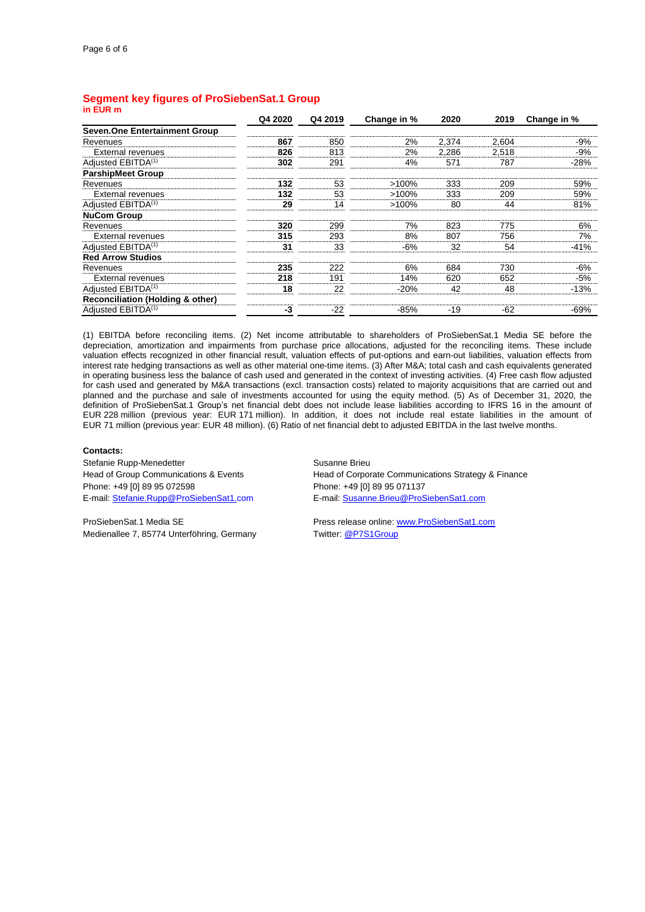## Segment key figures of ProSiebenSat.1 Group

**in EUR m**

| | Q4 2020 | Q4 2019 | Change in % | 2020 | 2019 | Change in % |
|---|---|---|---|---|---|---|
| **Seven.One Entertainment Group** | | | | | | |
| Revenues | **867** | 850 | 2% | 2,374 | 2,604 | -9% |
| External revenues | **826** | 813 | 2% | 2,286 | 2,518 | -9% |
| Adjusted EBITDA[(1)] | **302** | 291 | 4% | 571 | 787 | -28% |
| **ParshipMeet Group** | | | | | | |
| Revenues | **132** | 53 | >100% | 333 | 209 | 59% |
| External revenues | **132** | 53 | >100% | 333 | 209 | 59% |
| Adjusted EBITDA[(1)] | **29** | 14 | >100% | 80 | 44 | 81% |
| **NuCom Group** | | | | | | |
| Revenues | **320** | 299 | 7% | 823 | 775 | 6% |
| External revenues | **315** | 293 | 8% | 807 | 756 | 7% |
| Adjusted EBITDA[(1)] | **31** | 33 | -6% | 32 | 54 | -41% |
| **Red Arrow Studios** | | | | | | |
| Revenues | **235** | 222 | 6% | 684 | 730 | -6% |
| External revenues | **218** | 191 | 14% | 620 | 652 | -5% |
| Adjusted EBITDA[(1)] | **18** | 22 | -20% | 42 | 48 | -13% |
| **Reconciliation (Holding & other)** | | | | | | |
| Adjusted EBITDA[(1)] | **-3** | -22 | -85% | -19 | -62 | -69% |

(1) EBITDA before reconciling items. (2) Net income attributable to shareholders of ProSiebenSat.1 Media SE before the depreciation, amortization and impairments from purchase price allocations, adjusted for the reconciling items. These include valuation effects recognized in other financial result, valuation effects of put-options and earn-out liabilities, valuation effects from interest rate hedging transactions as well as other material one-time items. (3) After M&A; total cash and cash equivalents generated in operating business less the balance of cash used and generated in the context of investing activities. (4) Free cash flow adjusted for cash used and generated by M&A transactions (excl. transaction costs) related to majority acquisitions that are carried out and planned and the purchase and sale of investments accounted for using the equity method. (5) As of December 31, 2020, the definition of ProSiebenSat.1 Group's net financial debt does not include lease liabilities according to IFRS 16 in the amount of EUR 228 million (previous year: EUR 171 million). In addition, it does not include real estate liabilities in the amount of EUR 71 million (previous year: EUR 48 million). (6) Ratio of net financial debt to adjusted EBITDA in the last twelve months.

**Contacts:**

Stefanie Rupp-Menedetter
Head of Group Communications & Events
Phone: +49 [0] 89 95 072598
E-mail: Stefanie.Rupp@ProSiebenSat1.com

Susanne Brieu
Head of Corporate Communications Strategy & Finance
Phone: +49 [0] 89 95 071137
E-mail: Susanne.Brieu@ProSiebenSat1.com

ProSiebenSat.1 Media SE
Medienallee 7, 85774 Unterföhring, Germany

Press release online: www.ProSiebenSat1.com
Twitter: @P7S1Group